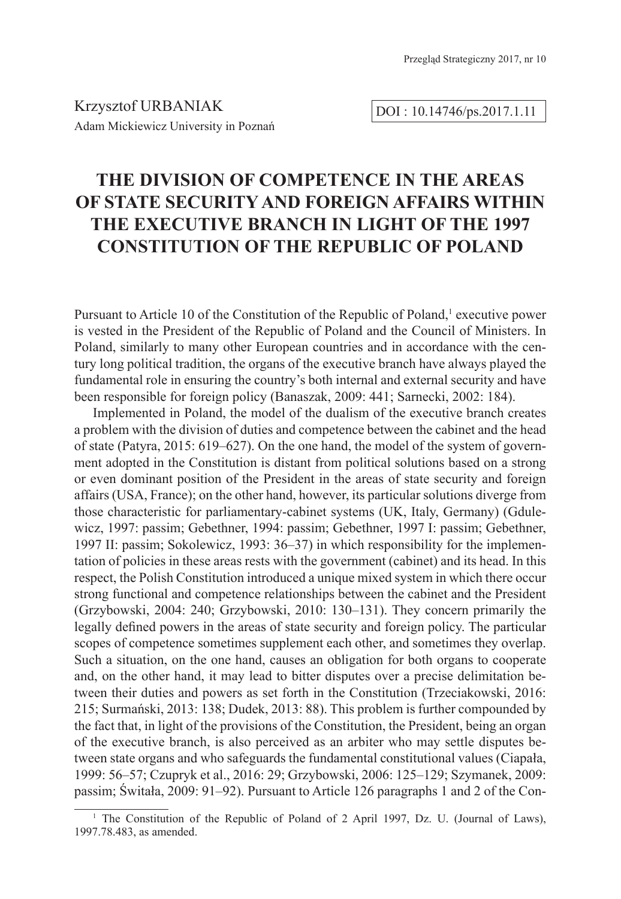Krzysztof URBANIAK
Adam Mickiewicz University in Poznań

DOI : 10.14746/ps.2017.1.11

# THE DIVISION OF COMPETENCE IN THE AREAS OF STATE SECURITY AND FOREIGN AFFAIRS WITHIN THE EXECUTIVE BRANCH IN LIGHT OF THE 1997 CONSTITUTION OF THE REPUBLIC OF POLAND

Pursuant to Article 10 of the Constitution of the Republic of Poland,[1] executive power is vested in the President of the Republic of Poland and the Council of Ministers. In Poland, similarly to many other European countries and in accordance with the century long political tradition, the organs of the executive branch have always played the fundamental role in ensuring the country's both internal and external security and have been responsible for foreign policy (Banaszak, 2009: 441; Sarnecki, 2002: 184).

Implemented in Poland, the model of the dualism of the executive branch creates a problem with the division of duties and competence between the cabinet and the head of state (Patyra, 2015: 619–627). On the one hand, the model of the system of government adopted in the Constitution is distant from political solutions based on a strong or even dominant position of the President in the areas of state security and foreign affairs (USA, France); on the other hand, however, its particular solutions diverge from those characteristic for parliamentary-cabinet systems (UK, Italy, Germany) (Gdulewicz, 1997: passim; Gebethner, 1994: passim; Gebethner, 1997 I: passim; Gebethner, 1997 II: passim; Sokolewicz, 1993: 36–37) in which responsibility for the implementation of policies in these areas rests with the government (cabinet) and its head. In this respect, the Polish Constitution introduced a unique mixed system in which there occur strong functional and competence relationships between the cabinet and the President (Grzybowski, 2004: 240; Grzybowski, 2010: 130–131). They concern primarily the legally defined powers in the areas of state security and foreign policy. The particular scopes of competence sometimes supplement each other, and sometimes they overlap. Such a situation, on the one hand, causes an obligation for both organs to cooperate and, on the other hand, it may lead to bitter disputes over a precise delimitation between their duties and powers as set forth in the Constitution (Trzeciakowski, 2016: 215; Surmański, 2013: 138; Dudek, 2013: 88). This problem is further compounded by the fact that, in light of the provisions of the Constitution, the President, being an organ of the executive branch, is also perceived as an arbiter who may settle disputes between state organs and who safeguards the fundamental constitutional values (Ciapała, 1999: 56–57; Czupryk et al., 2016: 29; Grzybowski, 2006: 125–129; Szymanek, 2009: passim; Świtała, 2009: 91–92). Pursuant to Article 126 paragraphs 1 and 2 of the Con-

[1] The Constitution of the Republic of Poland of 2 April 1997, Dz. U. (Journal of Laws), 1997.78.483, as amended.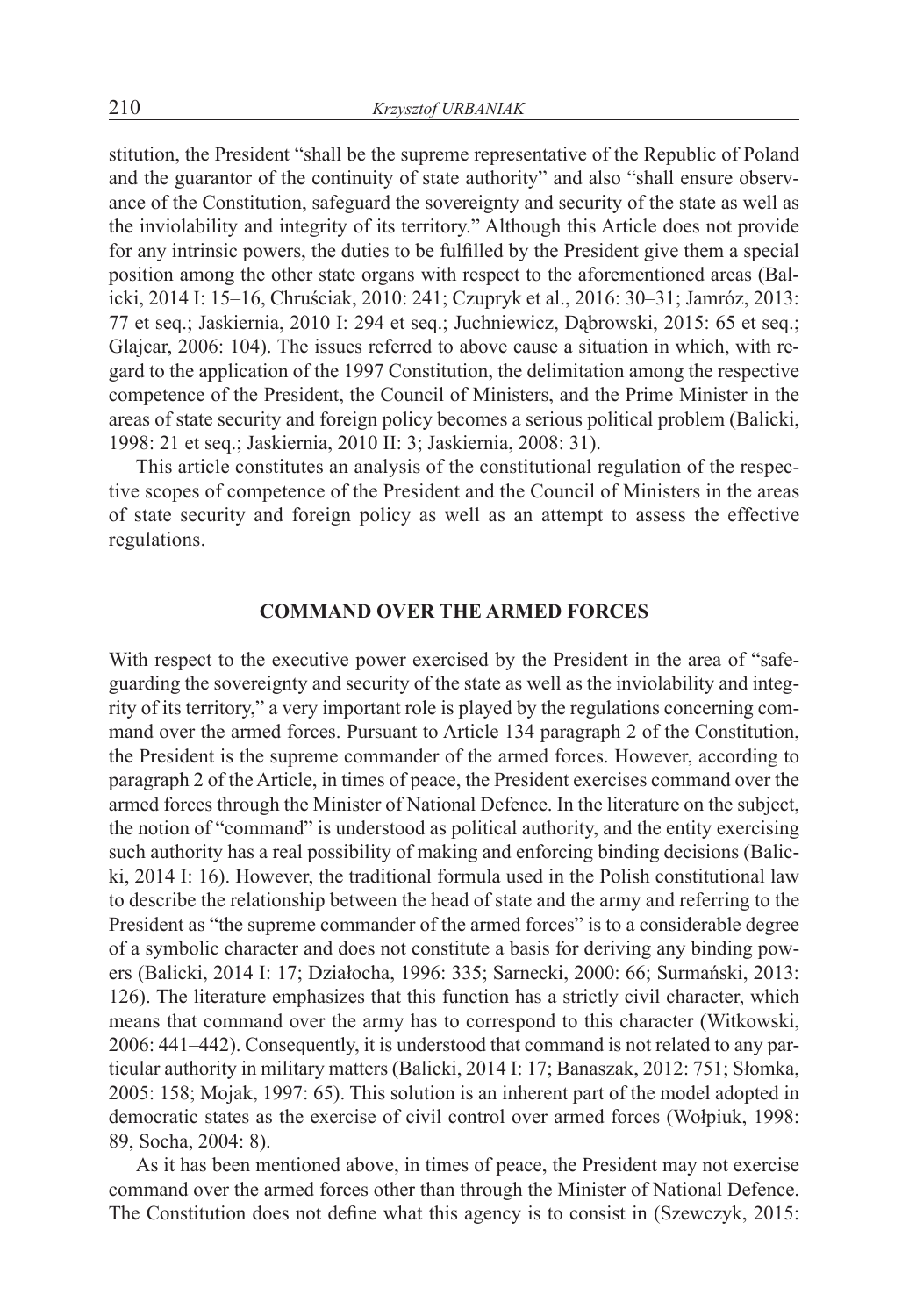stitution, the President "shall be the supreme representative of the Republic of Poland and the guarantor of the continuity of state authority" and also "shall ensure observance of the Constitution, safeguard the sovereignty and security of the state as well as the inviolability and integrity of its territory." Although this Article does not provide for any intrinsic powers, the duties to be fulfilled by the President give them a special position among the other state organs with respect to the aforementioned areas (Balicki, 2014 I: 15–16, Chruściak, 2010: 241; Czupryk et al., 2016: 30–31; Jamróz, 2013: 77 et seq.; Jaskiernia, 2010 I: 294 et seq.; Juchniewicz, Dąbrowski, 2015: 65 et seq.; Glajcar, 2006: 104). The issues referred to above cause a situation in which, with regard to the application of the 1997 Constitution, the delimitation among the respective competence of the President, the Council of Ministers, and the Prime Minister in the areas of state security and foreign policy becomes a serious political problem (Balicki, 1998: 21 et seq.; Jaskiernia, 2010 II: 3; Jaskiernia, 2008: 31).

This article constitutes an analysis of the constitutional regulation of the respective scopes of competence of the President and the Council of Ministers in the areas of state security and foreign policy as well as an attempt to assess the effective regulations.

## COMMAND OVER THE ARMED FORCES

With respect to the executive power exercised by the President in the area of "safeguarding the sovereignty and security of the state as well as the inviolability and integrity of its territory," a very important role is played by the regulations concerning command over the armed forces. Pursuant to Article 134 paragraph 2 of the Constitution, the President is the supreme commander of the armed forces. However, according to paragraph 2 of the Article, in times of peace, the President exercises command over the armed forces through the Minister of National Defence. In the literature on the subject, the notion of "command" is understood as political authority, and the entity exercising such authority has a real possibility of making and enforcing binding decisions (Balicki, 2014 I: 16). However, the traditional formula used in the Polish constitutional law to describe the relationship between the head of state and the army and referring to the President as "the supreme commander of the armed forces" is to a considerable degree of a symbolic character and does not constitute a basis for deriving any binding powers (Balicki, 2014 I: 17; Działocha, 1996: 335; Sarnecki, 2000: 66; Surmański, 2013: 126). The literature emphasizes that this function has a strictly civil character, which means that command over the army has to correspond to this character (Witkowski, 2006: 441–442). Consequently, it is understood that command is not related to any particular authority in military matters (Balicki, 2014 I: 17; Banaszak, 2012: 751; Słomka, 2005: 158; Mojak, 1997: 65). This solution is an inherent part of the model adopted in democratic states as the exercise of civil control over armed forces (Wołpiuk, 1998: 89, Socha, 2004: 8).

As it has been mentioned above, in times of peace, the President may not exercise command over the armed forces other than through the Minister of National Defence. The Constitution does not define what this agency is to consist in (Szewczyk, 2015: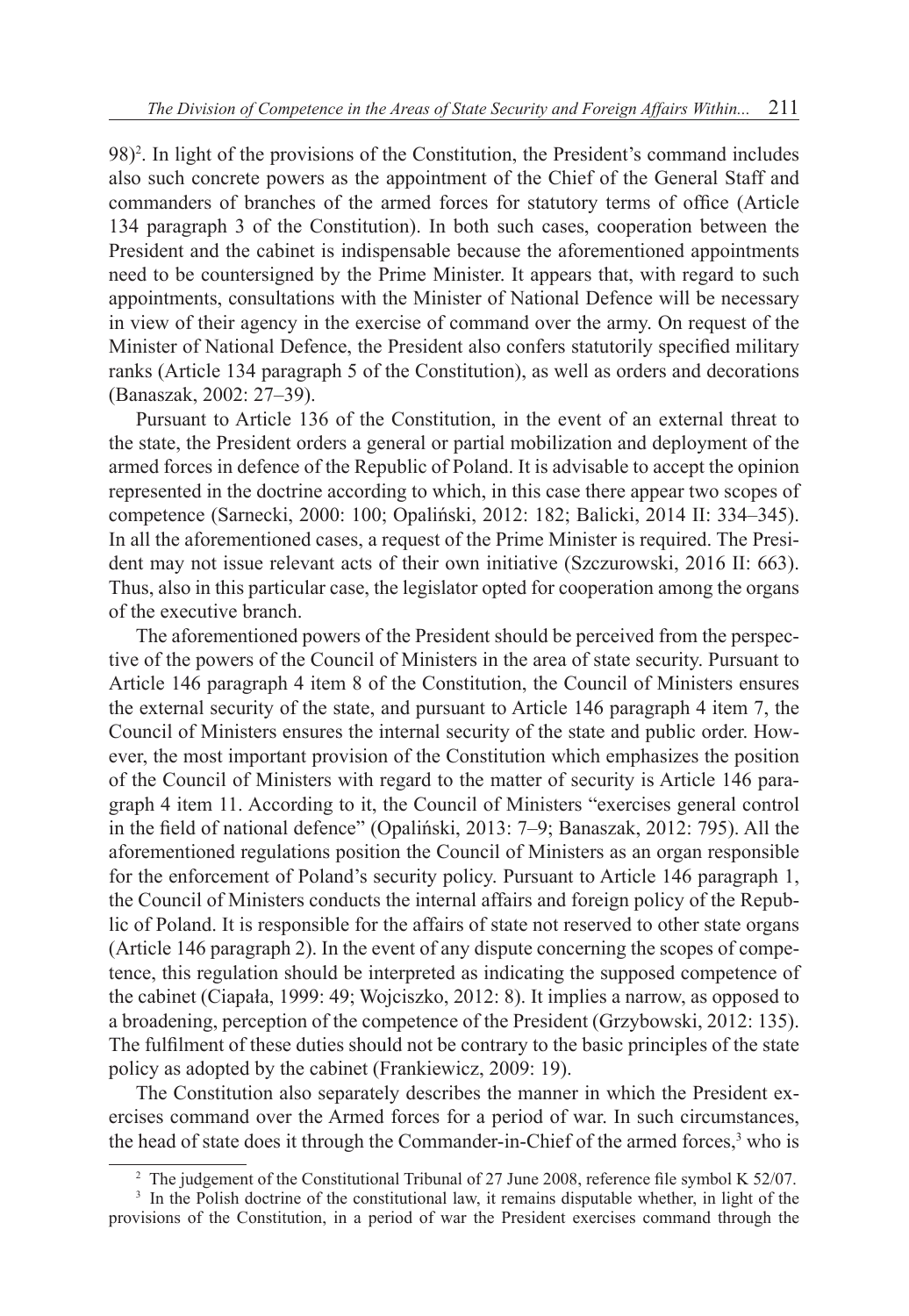98)[2]. In light of the provisions of the Constitution, the President's command includes also such concrete powers as the appointment of the Chief of the General Staff and commanders of branches of the armed forces for statutory terms of office (Article 134 paragraph 3 of the Constitution). In both such cases, cooperation between the President and the cabinet is indispensable because the aforementioned appointments need to be countersigned by the Prime Minister. It appears that, with regard to such appointments, consultations with the Minister of National Defence will be necessary in view of their agency in the exercise of command over the army. On request of the Minister of National Defence, the President also confers statutorily specified military ranks (Article 134 paragraph 5 of the Constitution), as well as orders and decorations (Banaszak, 2002: 27–39).

Pursuant to Article 136 of the Constitution, in the event of an external threat to the state, the President orders a general or partial mobilization and deployment of the armed forces in defence of the Republic of Poland. It is advisable to accept the opinion represented in the doctrine according to which, in this case there appear two scopes of competence (Sarnecki, 2000: 100; Opaliński, 2012: 182; Balicki, 2014 II: 334–345). In all the aforementioned cases, a request of the Prime Minister is required. The President may not issue relevant acts of their own initiative (Szczurowski, 2016 II: 663). Thus, also in this particular case, the legislator opted for cooperation among the organs of the executive branch.

The aforementioned powers of the President should be perceived from the perspective of the powers of the Council of Ministers in the area of state security. Pursuant to Article 146 paragraph 4 item 8 of the Constitution, the Council of Ministers ensures the external security of the state, and pursuant to Article 146 paragraph 4 item 7, the Council of Ministers ensures the internal security of the state and public order. However, the most important provision of the Constitution which emphasizes the position of the Council of Ministers with regard to the matter of security is Article 146 paragraph 4 item 11. According to it, the Council of Ministers "exercises general control in the field of national defence" (Opaliński, 2013: 7–9; Banaszak, 2012: 795). All the aforementioned regulations position the Council of Ministers as an organ responsible for the enforcement of Poland's security policy. Pursuant to Article 146 paragraph 1, the Council of Ministers conducts the internal affairs and foreign policy of the Republic of Poland. It is responsible for the affairs of state not reserved to other state organs (Article 146 paragraph 2). In the event of any dispute concerning the scopes of competence, this regulation should be interpreted as indicating the supposed competence of the cabinet (Ciapała, 1999: 49; Wojciszko, 2012: 8). It implies a narrow, as opposed to a broadening, perception of the competence of the President (Grzybowski, 2012: 135). The fulfilment of these duties should not be contrary to the basic principles of the state policy as adopted by the cabinet (Frankiewicz, 2009: 19).

The Constitution also separately describes the manner in which the President exercises command over the Armed forces for a period of war. In such circumstances, the head of state does it through the Commander-in-Chief of the armed forces,[3] who is

[2] The judgement of the Constitutional Tribunal of 27 June 2008, reference file symbol K 52/07.

[3] In the Polish doctrine of the constitutional law, it remains disputable whether, in light of the provisions of the Constitution, in a period of war the President exercises command through the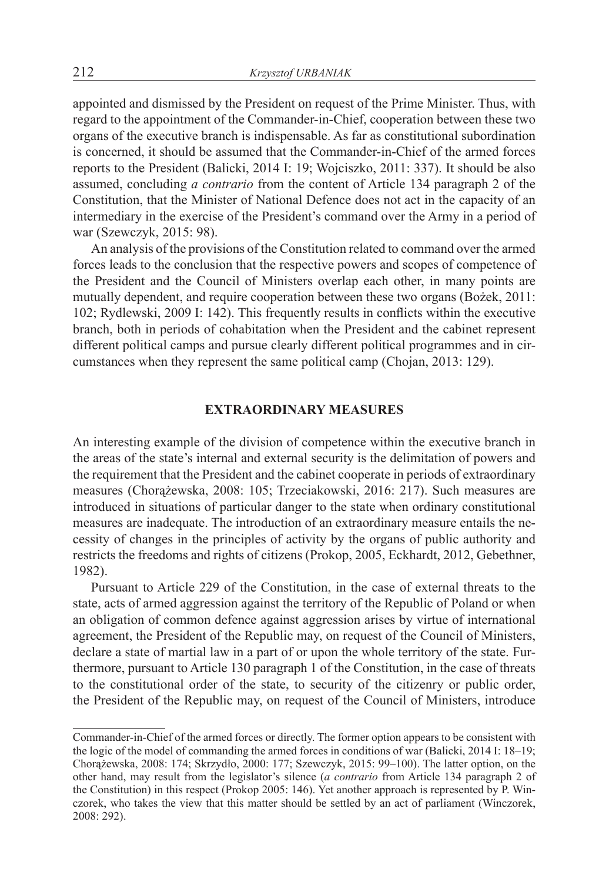appointed and dismissed by the President on request of the Prime Minister. Thus, with regard to the appointment of the Commander-in-Chief, cooperation between these two organs of the executive branch is indispensable. As far as constitutional subordination is concerned, it should be assumed that the Commander-in-Chief of the armed forces reports to the President (Balicki, 2014 I: 19; Wojciszko, 2011: 337). It should be also assumed, concluding *a contrario* from the content of Article 134 paragraph 2 of the Constitution, that the Minister of National Defence does not act in the capacity of an intermediary in the exercise of the President's command over the Army in a period of war (Szewczyk, 2015: 98).

An analysis of the provisions of the Constitution related to command over the armed forces leads to the conclusion that the respective powers and scopes of competence of the President and the Council of Ministers overlap each other, in many points are mutually dependent, and require cooperation between these two organs (Bożek, 2011: 102; Rydlewski, 2009 I: 142). This frequently results in conflicts within the executive branch, both in periods of cohabitation when the President and the cabinet represent different political camps and pursue clearly different political programmes and in circumstances when they represent the same political camp (Chojan, 2013: 129).

## EXTRAORDINARY MEASURES

An interesting example of the division of competence within the executive branch in the areas of the state's internal and external security is the delimitation of powers and the requirement that the President and the cabinet cooperate in periods of extraordinary measures (Chorążewska, 2008: 105; Trzeciakowski, 2016: 217). Such measures are introduced in situations of particular danger to the state when ordinary constitutional measures are inadequate. The introduction of an extraordinary measure entails the necessity of changes in the principles of activity by the organs of public authority and restricts the freedoms and rights of citizens (Prokop, 2005, Eckhardt, 2012, Gebethner, 1982).

Pursuant to Article 229 of the Constitution, in the case of external threats to the state, acts of armed aggression against the territory of the Republic of Poland or when an obligation of common defence against aggression arises by virtue of international agreement, the President of the Republic may, on request of the Council of Ministers, declare a state of martial law in a part of or upon the whole territory of the state. Furthermore, pursuant to Article 130 paragraph 1 of the Constitution, in the case of threats to the constitutional order of the state, to security of the citizenry or public order, the President of the Republic may, on request of the Council of Ministers, introduce

---

Commander-in-Chief of the armed forces or directly. The former option appears to be consistent with the logic of the model of commanding the armed forces in conditions of war (Balicki, 2014 I: 18–19; Chorążewska, 2008: 174; Skrzydło, 2000: 177; Szewczyk, 2015: 99–100). The latter option, on the other hand, may result from the legislator's silence (*a contrario* from Article 134 paragraph 2 of the Constitution) in this respect (Prokop 2005: 146). Yet another approach is represented by P. Winczorek, who takes the view that this matter should be settled by an act of parliament (Winczorek, 2008: 292).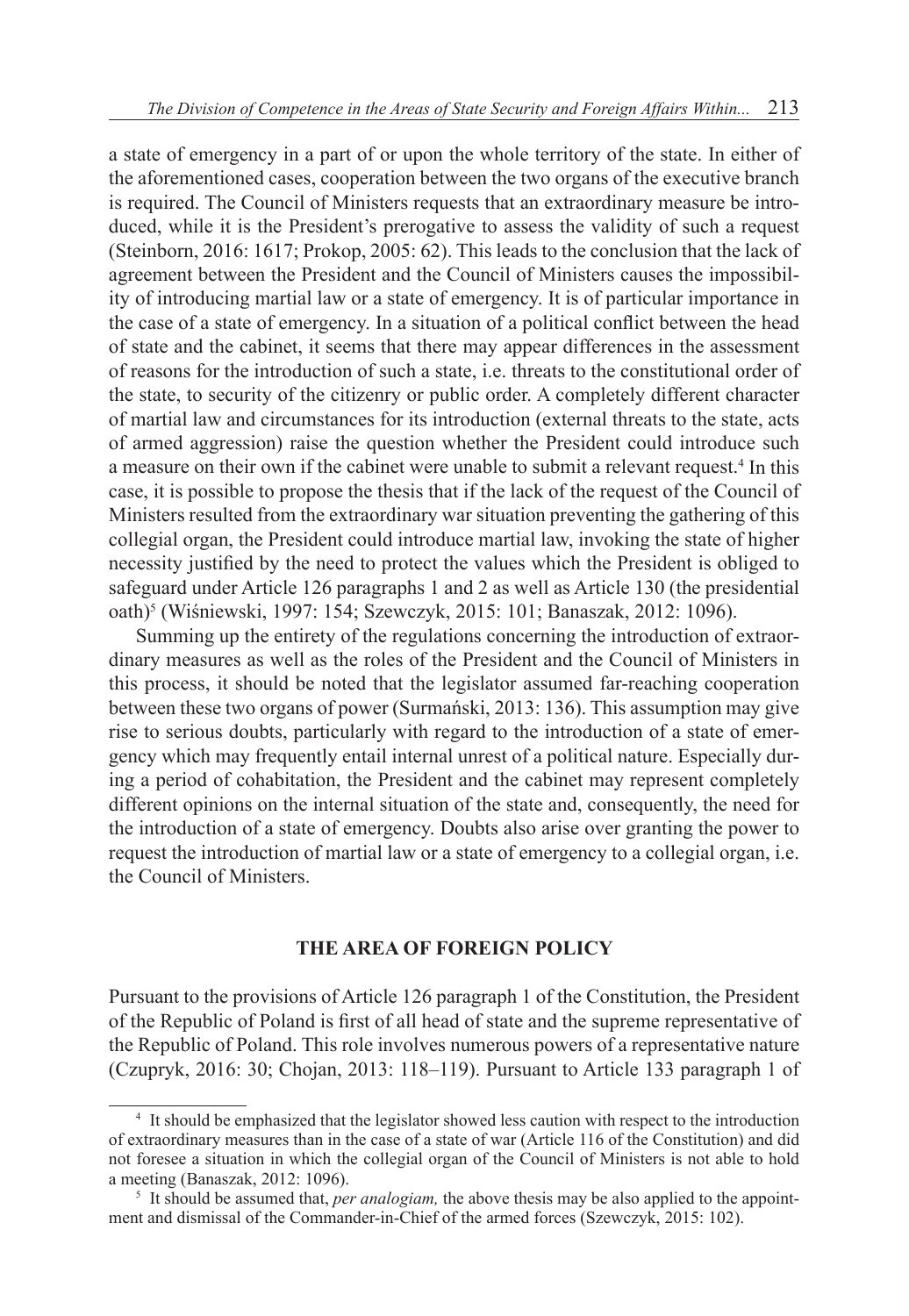a state of emergency in a part of or upon the whole territory of the state. In either of the aforementioned cases, cooperation between the two organs of the executive branch is required. The Council of Ministers requests that an extraordinary measure be introduced, while it is the President's prerogative to assess the validity of such a request (Steinborn, 2016: 1617; Prokop, 2005: 62). This leads to the conclusion that the lack of agreement between the President and the Council of Ministers causes the impossibility of introducing martial law or a state of emergency. It is of particular importance in the case of a state of emergency. In a situation of a political conflict between the head of state and the cabinet, it seems that there may appear differences in the assessment of reasons for the introduction of such a state, i.e. threats to the constitutional order of the state, to security of the citizenry or public order. A completely different character of martial law and circumstances for its introduction (external threats to the state, acts of armed aggression) raise the question whether the President could introduce such a measure on their own if the cabinet were unable to submit a relevant request.[4] In this case, it is possible to propose the thesis that if the lack of the request of the Council of Ministers resulted from the extraordinary war situation preventing the gathering of this collegial organ, the President could introduce martial law, invoking the state of higher necessity justified by the need to protect the values which the President is obliged to safeguard under Article 126 paragraphs 1 and 2 as well as Article 130 (the presidential oath)[5] (Wiśniewski, 1997: 154; Szewczyk, 2015: 101; Banaszak, 2012: 1096).

Summing up the entirety of the regulations concerning the introduction of extraordinary measures as well as the roles of the President and the Council of Ministers in this process, it should be noted that the legislator assumed far-reaching cooperation between these two organs of power (Surmański, 2013: 136). This assumption may give rise to serious doubts, particularly with regard to the introduction of a state of emergency which may frequently entail internal unrest of a political nature. Especially during a period of cohabitation, the President and the cabinet may represent completely different opinions on the internal situation of the state and, consequently, the need for the introduction of a state of emergency. Doubts also arise over granting the power to request the introduction of martial law or a state of emergency to a collegial organ, i.e. the Council of Ministers.

## THE AREA OF FOREIGN POLICY

Pursuant to the provisions of Article 126 paragraph 1 of the Constitution, the President of the Republic of Poland is first of all head of state and the supreme representative of the Republic of Poland. This role involves numerous powers of a representative nature (Czupryk, 2016: 30; Chojan, 2013: 118–119). Pursuant to Article 133 paragraph 1 of

---

[4] It should be emphasized that the legislator showed less caution with respect to the introduction of extraordinary measures than in the case of a state of war (Article 116 of the Constitution) and did not foresee a situation in which the collegial organ of the Council of Ministers is not able to hold a meeting (Banaszak, 2012: 1096).

[5] It should be assumed that, *per analogiam,* the above thesis may be also applied to the appointment and dismissal of the Commander-in-Chief of the armed forces (Szewczyk, 2015: 102).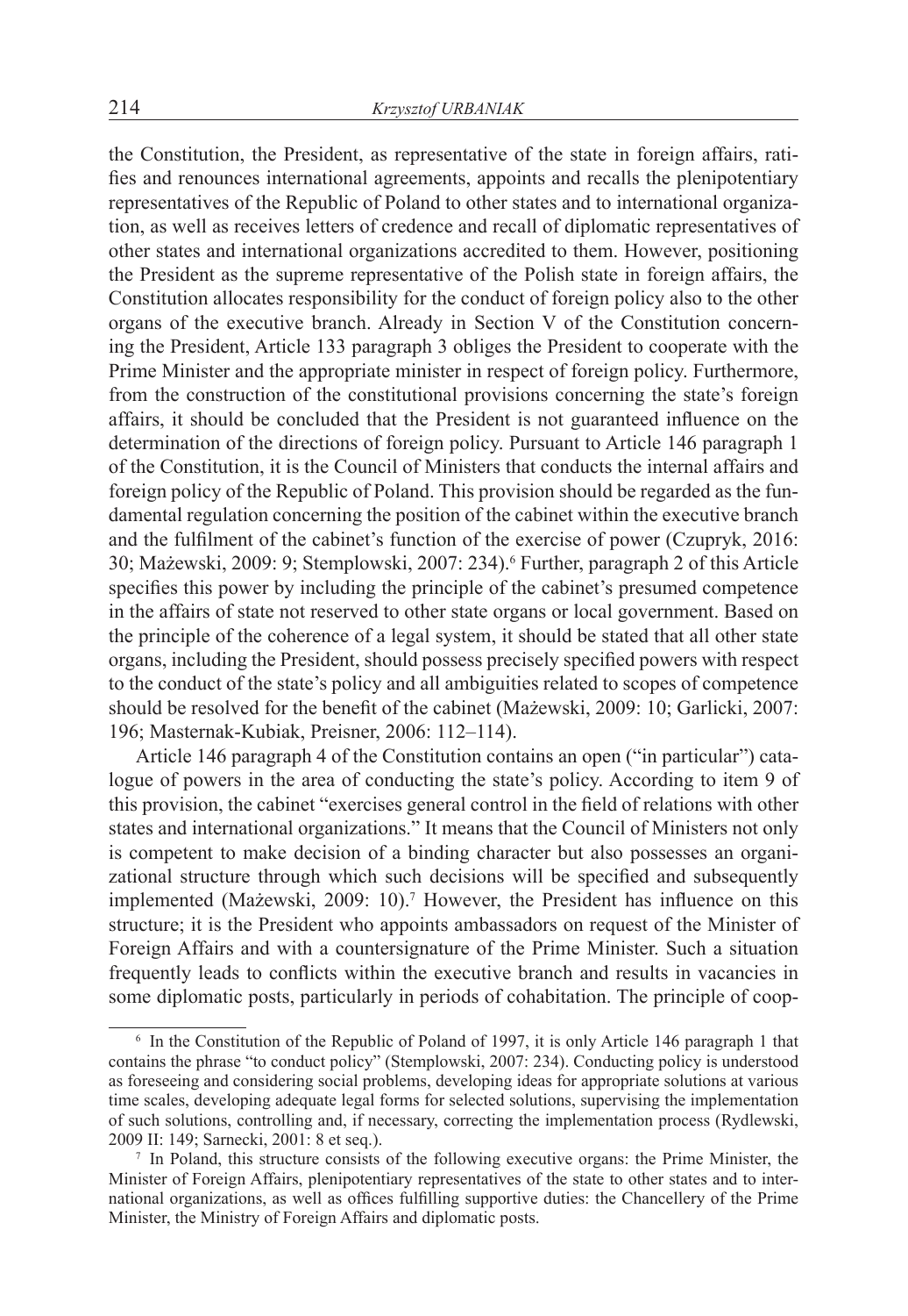the Constitution, the President, as representative of the state in foreign affairs, ratifies and renounces international agreements, appoints and recalls the plenipotentiary representatives of the Republic of Poland to other states and to international organization, as well as receives letters of credence and recall of diplomatic representatives of other states and international organizations accredited to them. However, positioning the President as the supreme representative of the Polish state in foreign affairs, the Constitution allocates responsibility for the conduct of foreign policy also to the other organs of the executive branch. Already in Section V of the Constitution concerning the President, Article 133 paragraph 3 obliges the President to cooperate with the Prime Minister and the appropriate minister in respect of foreign policy. Furthermore, from the construction of the constitutional provisions concerning the state's foreign affairs, it should be concluded that the President is not guaranteed influence on the determination of the directions of foreign policy. Pursuant to Article 146 paragraph 1 of the Constitution, it is the Council of Ministers that conducts the internal affairs and foreign policy of the Republic of Poland. This provision should be regarded as the fundamental regulation concerning the position of the cabinet within the executive branch and the fulfilment of the cabinet's function of the exercise of power (Czupryk, 2016: 30; Mażewski, 2009: 9; Stemplowski, 2007: 234).[6] Further, paragraph 2 of this Article specifies this power by including the principle of the cabinet's presumed competence in the affairs of state not reserved to other state organs or local government. Based on the principle of the coherence of a legal system, it should be stated that all other state organs, including the President, should possess precisely specified powers with respect to the conduct of the state's policy and all ambiguities related to scopes of competence should be resolved for the benefit of the cabinet (Mażewski, 2009: 10; Garlicki, 2007: 196; Masternak-Kubiak, Preisner, 2006: 112–114).

Article 146 paragraph 4 of the Constitution contains an open ("in particular") catalogue of powers in the area of conducting the state's policy. According to item 9 of this provision, the cabinet "exercises general control in the field of relations with other states and international organizations." It means that the Council of Ministers not only is competent to make decision of a binding character but also possesses an organizational structure through which such decisions will be specified and subsequently implemented (Mażewski, 2009: 10).[7] However, the President has influence on this structure; it is the President who appoints ambassadors on request of the Minister of Foreign Affairs and with a countersignature of the Prime Minister. Such a situation frequently leads to conflicts within the executive branch and results in vacancies in some diplomatic posts, particularly in periods of cohabitation. The principle of coop-

---

[6] In the Constitution of the Republic of Poland of 1997, it is only Article 146 paragraph 1 that contains the phrase "to conduct policy" (Stemplowski, 2007: 234). Conducting policy is understood as foreseeing and considering social problems, developing ideas for appropriate solutions at various time scales, developing adequate legal forms for selected solutions, supervising the implementation of such solutions, controlling and, if necessary, correcting the implementation process (Rydlewski, 2009 II: 149; Sarnecki, 2001: 8 et seq.).

[7] In Poland, this structure consists of the following executive organs: the Prime Minister, the Minister of Foreign Affairs, plenipotentiary representatives of the state to other states and to international organizations, as well as offices fulfilling supportive duties: the Chancellery of the Prime Minister, the Ministry of Foreign Affairs and diplomatic posts.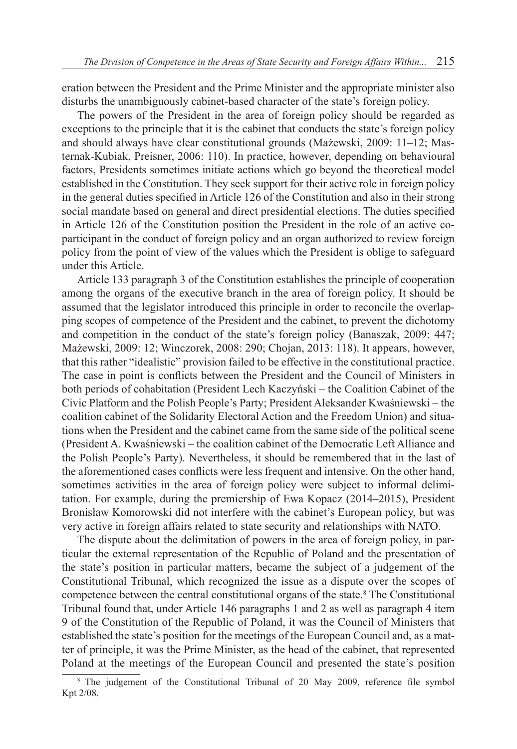eration between the President and the Prime Minister and the appropriate minister also disturbs the unambiguously cabinet-based character of the state's foreign policy.

The powers of the President in the area of foreign policy should be regarded as exceptions to the principle that it is the cabinet that conducts the state's foreign policy and should always have clear constitutional grounds (Mażewski, 2009: 11–12; Masternak-Kubiak, Preisner, 2006: 110). In practice, however, depending on behavioural factors, Presidents sometimes initiate actions which go beyond the theoretical model established in the Constitution. They seek support for their active role in foreign policy in the general duties specified in Article 126 of the Constitution and also in their strong social mandate based on general and direct presidential elections. The duties specified in Article 126 of the Constitution position the President in the role of an active co-participant in the conduct of foreign policy and an organ authorized to review foreign policy from the point of view of the values which the President is oblige to safeguard under this Article.

Article 133 paragraph 3 of the Constitution establishes the principle of cooperation among the organs of the executive branch in the area of foreign policy. It should be assumed that the legislator introduced this principle in order to reconcile the overlapping scopes of competence of the President and the cabinet, to prevent the dichotomy and competition in the conduct of the state's foreign policy (Banaszak, 2009: 447; Mażewski, 2009: 12; Winczorek, 2008: 290; Chojan, 2013: 118). It appears, however, that this rather "idealistic" provision failed to be effective in the constitutional practice. The case in point is conflicts between the President and the Council of Ministers in both periods of cohabitation (President Lech Kaczyński – the Coalition Cabinet of the Civic Platform and the Polish People's Party; President Aleksander Kwaśniewski – the coalition cabinet of the Solidarity Electoral Action and the Freedom Union) and situations when the President and the cabinet came from the same side of the political scene (President A. Kwaśniewski – the coalition cabinet of the Democratic Left Alliance and the Polish People's Party). Nevertheless, it should be remembered that in the last of the aforementioned cases conflicts were less frequent and intensive. On the other hand, sometimes activities in the area of foreign policy were subject to informal delimitation. For example, during the premiership of Ewa Kopacz (2014–2015), President Bronisław Komorowski did not interfere with the cabinet's European policy, but was very active in foreign affairs related to state security and relationships with NATO.

The dispute about the delimitation of powers in the area of foreign policy, in particular the external representation of the Republic of Poland and the presentation of the state's position in particular matters, became the subject of a judgement of the Constitutional Tribunal, which recognized the issue as a dispute over the scopes of competence between the central constitutional organs of the state.[8] The Constitutional Tribunal found that, under Article 146 paragraphs 1 and 2 as well as paragraph 4 item 9 of the Constitution of the Republic of Poland, it was the Council of Ministers that established the state's position for the meetings of the European Council and, as a matter of principle, it was the Prime Minister, as the head of the cabinet, that represented Poland at the meetings of the European Council and presented the state's position

[8] The judgement of the Constitutional Tribunal of 20 May 2009, reference file symbol Kpt 2/08.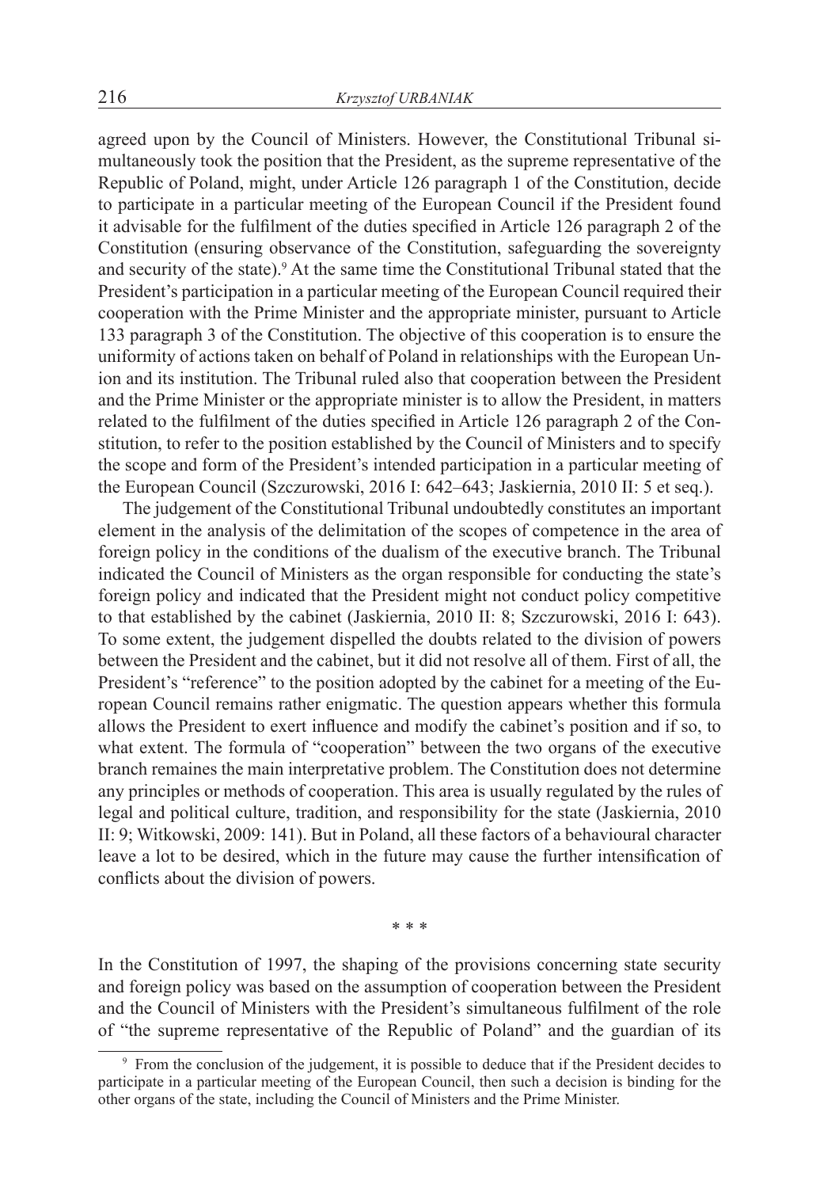agreed upon by the Council of Ministers. However, the Constitutional Tribunal simultaneously took the position that the President, as the supreme representative of the Republic of Poland, might, under Article 126 paragraph 1 of the Constitution, decide to participate in a particular meeting of the European Council if the President found it advisable for the fulfilment of the duties specified in Article 126 paragraph 2 of the Constitution (ensuring observance of the Constitution, safeguarding the sovereignty and security of the state).[9] At the same time the Constitutional Tribunal stated that the President's participation in a particular meeting of the European Council required their cooperation with the Prime Minister and the appropriate minister, pursuant to Article 133 paragraph 3 of the Constitution. The objective of this cooperation is to ensure the uniformity of actions taken on behalf of Poland in relationships with the European Union and its institution. The Tribunal ruled also that cooperation between the President and the Prime Minister or the appropriate minister is to allow the President, in matters related to the fulfilment of the duties specified in Article 126 paragraph 2 of the Constitution, to refer to the position established by the Council of Ministers and to specify the scope and form of the President's intended participation in a particular meeting of the European Council (Szczurowski, 2016 I: 642–643; Jaskiernia, 2010 II: 5 et seq.).

The judgement of the Constitutional Tribunal undoubtedly constitutes an important element in the analysis of the delimitation of the scopes of competence in the area of foreign policy in the conditions of the dualism of the executive branch. The Tribunal indicated the Council of Ministers as the organ responsible for conducting the state's foreign policy and indicated that the President might not conduct policy competitive to that established by the cabinet (Jaskiernia, 2010 II: 8; Szczurowski, 2016 I: 643). To some extent, the judgement dispelled the doubts related to the division of powers between the President and the cabinet, but it did not resolve all of them. First of all, the President's "reference" to the position adopted by the cabinet for a meeting of the European Council remains rather enigmatic. The question appears whether this formula allows the President to exert influence and modify the cabinet's position and if so, to what extent. The formula of "cooperation" between the two organs of the executive branch remaines the main interpretative problem. The Constitution does not determine any principles or methods of cooperation. This area is usually regulated by the rules of legal and political culture, tradition, and responsibility for the state (Jaskiernia, 2010 II: 9; Witkowski, 2009: 141). But in Poland, all these factors of a behavioural character leave a lot to be desired, which in the future may cause the further intensification of conflicts about the division of powers.

\* \* \*

In the Constitution of 1997, the shaping of the provisions concerning state security and foreign policy was based on the assumption of cooperation between the President and the Council of Ministers with the President's simultaneous fulfilment of the role of "the supreme representative of the Republic of Poland" and the guardian of its

[9] From the conclusion of the judgement, it is possible to deduce that if the President decides to participate in a particular meeting of the European Council, then such a decision is binding for the other organs of the state, including the Council of Ministers and the Prime Minister.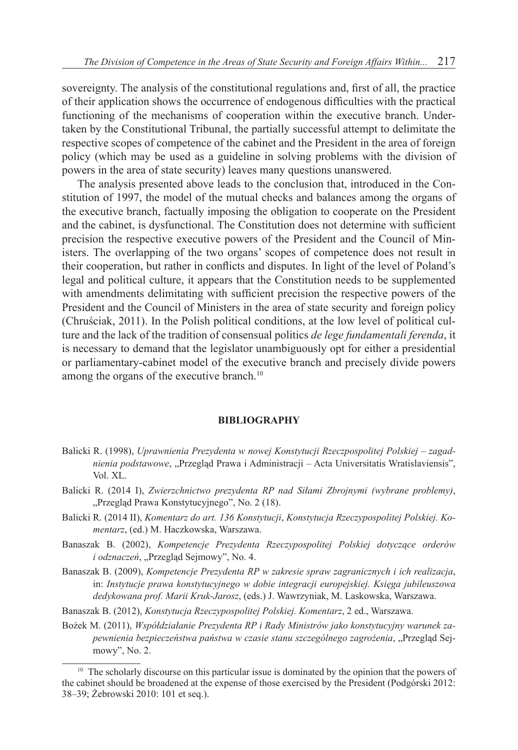sovereignty. The analysis of the constitutional regulations and, first of all, the practice of their application shows the occurrence of endogenous difficulties with the practical functioning of the mechanisms of cooperation within the executive branch. Undertaken by the Constitutional Tribunal, the partially successful attempt to delimitate the respective scopes of competence of the cabinet and the President in the area of foreign policy (which may be used as a guideline in solving problems with the division of powers in the area of state security) leaves many questions unanswered.

The analysis presented above leads to the conclusion that, introduced in the Constitution of 1997, the model of the mutual checks and balances among the organs of the executive branch, factually imposing the obligation to cooperate on the President and the cabinet, is dysfunctional. The Constitution does not determine with sufficient precision the respective executive powers of the President and the Council of Ministers. The overlapping of the two organs' scopes of competence does not result in their cooperation, but rather in conflicts and disputes. In light of the level of Poland's legal and political culture, it appears that the Constitution needs to be supplemented with amendments delimitating with sufficient precision the respective powers of the President and the Council of Ministers in the area of state security and foreign policy (Chruściak, 2011). In the Polish political conditions, at the low level of political culture and the lack of the tradition of consensual politics *de lege fundamentali ferenda*, it is necessary to demand that the legislator unambiguously opt for either a presidential or parliamentary-cabinet model of the executive branch and precisely divide powers among the organs of the executive branch.[10]

## BIBLIOGRAPHY

Balicki R. (1998), *Uprawnienia Prezydenta w nowej Konstytucji Rzeczpospolitej Polskiej – zagadnienia podstawowe*, „Przegląd Prawa i Administracji – Acta Universitatis Wratislaviensis", Vol. XL.

Balicki R. (2014 I), *Zwierzchnictwo prezydenta RP nad Siłami Zbrojnymi (wybrane problemy)*, „Przegląd Prawa Konstytucyjnego", No. 2 (18).

Balicki R. (2014 II), *Komentarz do art. 136 Konstytucji*, *Konstytucja Rzeczypospolitej Polskiej. Komentarz*, (ed.) M. Haczkowska, Warszawa.

Banaszak B. (2002), *Kompetencje Prezydenta Rzeczypospolitej Polskiej dotyczące orderów i odznaczeń*, „Przegląd Sejmowy", No. 4.

Banaszak B. (2009), *Kompetencje Prezydenta RP w zakresie spraw zagranicznych i ich realizacja*, in: *Instytucje prawa konstytucyjnego w dobie integracji europejskiej. Księga jubileuszowa dedykowana prof. Marii Kruk-Jarosz*, (eds.) J. Wawrzyniak, M. Laskowska, Warszawa.

Banaszak B. (2012), *Konstytucja Rzeczypospolitej Polskiej. Komentarz*, 2 ed., Warszawa.

Bożek M. (2011), *Współdziałanie Prezydenta RP i Rady Ministrów jako konstytucyjny warunek zapewnienia bezpieczeństwa państwa w czasie stanu szczególnego zagrożenia*, „Przegląd Sejmowy", No. 2.

---

[10] The scholarly discourse on this particular issue is dominated by the opinion that the powers of the cabinet should be broadened at the expense of those exercised by the President (Podgórski 2012: 38–39; Żebrowski 2010: 101 et seq.).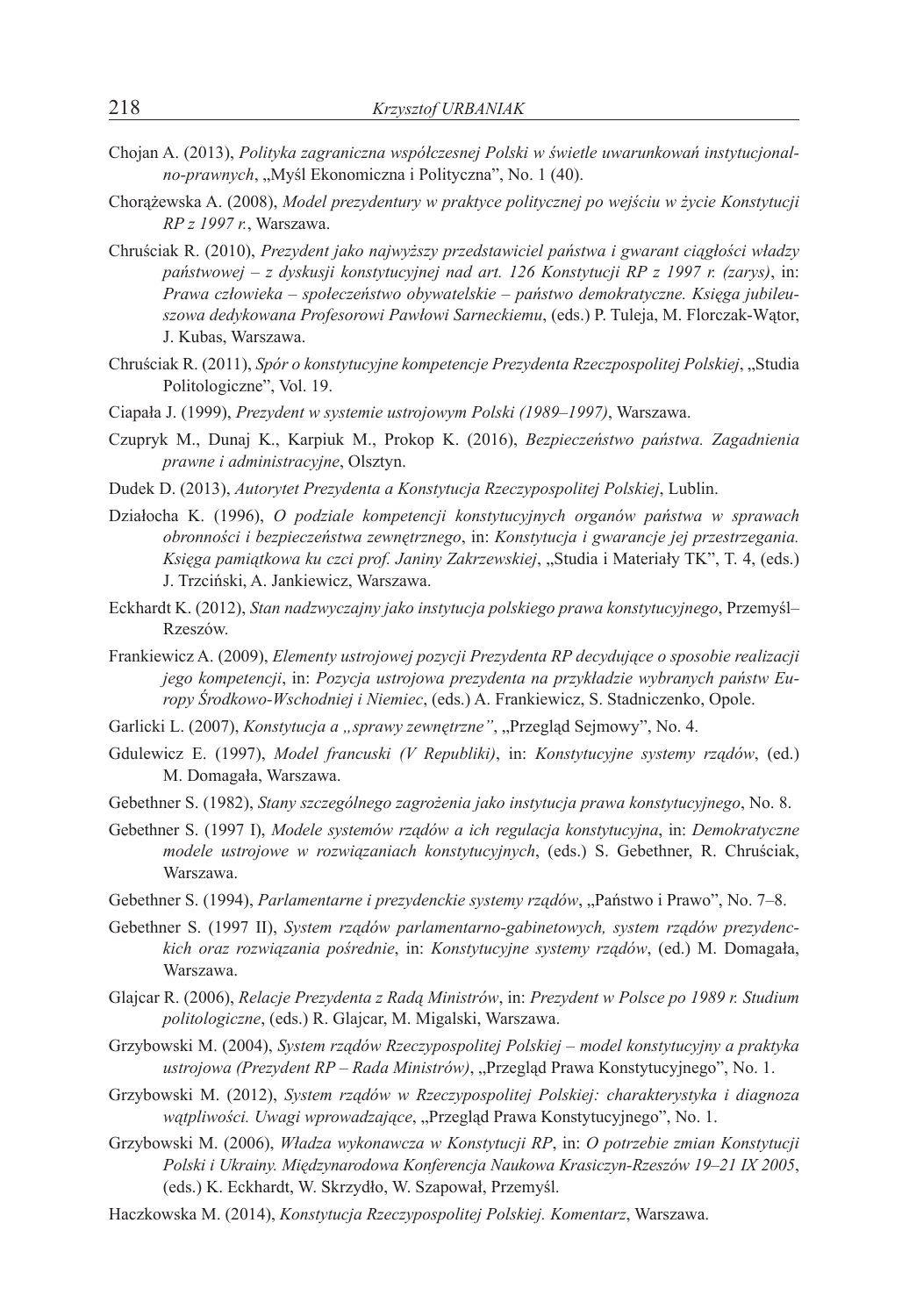Chojan A. (2013), *Polityka zagraniczna współczesnej Polski w świetle uwarunkowań instytucjonalno-prawnych*, „Myśl Ekonomiczna i Polityczna", No. 1 (40).

Chorążewska A. (2008), *Model prezydentury w praktyce politycznej po wejściu w życie Konstytucji RP z 1997 r.*, Warszawa.

Chruściak R. (2010), *Prezydent jako najwyższy przedstawiciel państwa i gwarant ciągłości władzy państwowej – z dyskusji konstytucyjnej nad art. 126 Konstytucji RP z 1997 r. (zarys)*, in: *Prawa człowieka – społeczeństwo obywatelskie – państwo demokratyczne. Księga jubileuszowa dedykowana Profesorowi Pawłowi Sarneckiemu*, (eds.) P. Tuleja, M. Florczak-Wątor, J. Kubas, Warszawa.

Chruściak R. (2011), *Spór o konstytucyjne kompetencje Prezydenta Rzeczpospolitej Polskiej*, „Studia Politologiczne", Vol. 19.

Ciapała J. (1999), *Prezydent w systemie ustrojowym Polski (1989–1997)*, Warszawa.

Czupryk M., Dunaj K., Karpiuk M., Prokop K. (2016), *Bezpieczeństwo państwa. Zagadnienia prawne i administracyjne*, Olsztyn.

Dudek D. (2013), *Autorytet Prezydenta a Konstytucja Rzeczypospolitej Polskiej*, Lublin.

Działocha K. (1996), *O podziale kompetencji konstytucyjnych organów państwa w sprawach obronności i bezpieczeństwa zewnętrznego*, in: *Konstytucja i gwarancje jej przestrzegania. Księga pamiątkowa ku czci prof. Janiny Zakrzewskiej*, „Studia i Materiały TK", T. 4, (eds.) J. Trzciński, A. Jankiewicz, Warszawa.

Eckhardt K. (2012), *Stan nadzwyczajny jako instytucja polskiego prawa konstytucyjnego*, Przemyśl–Rzeszów.

Frankiewicz A. (2009), *Elementy ustrojowej pozycji Prezydenta RP decydujące o sposobie realizacji jego kompetencji*, in: *Pozycja ustrojowa prezydenta na przykładzie wybranych państw Europy Środkowo-Wschodniej i Niemiec*, (eds.) A. Frankiewicz, S. Stadniczenko, Opole.

Garlicki L. (2007), *Konstytucja a „sprawy zewnętrzne"*, „Przegląd Sejmowy", No. 4.

Gdulewicz E. (1997), *Model francuski (V Republiki)*, in: *Konstytucyjne systemy rządów*, (ed.) M. Domagała, Warszawa.

Gebethner S. (1982), *Stany szczególnego zagrożenia jako instytucja prawa konstytucyjnego*, No. 8.

Gebethner S. (1997 I), *Modele systemów rządów a ich regulacja konstytucyjna*, in: *Demokratyczne modele ustrojowe w rozwiązaniach konstytucyjnych*, (eds.) S. Gebethner, R. Chruściak, Warszawa.

Gebethner S. (1994), *Parlamentarne i prezydenckie systemy rządów*, „Państwo i Prawo", No. 7–8.

Gebethner S. (1997 II), *System rządów parlamentarno-gabinetowych, system rządów prezydenckich oraz rozwiązania pośrednie*, in: *Konstytucyjne systemy rządów*, (ed.) M. Domagała, Warszawa.

Glajcar R. (2006), *Relacje Prezydenta z Radą Ministrów*, in: *Prezydent w Polsce po 1989 r. Studium politologiczne*, (eds.) R. Glajcar, M. Migalski, Warszawa.

Grzybowski M. (2004), *System rządów Rzeczypospolitej Polskiej – model konstytucyjny a praktyka ustrojowa (Prezydent RP – Rada Ministrów)*, „Przegląd Prawa Konstytucyjnego", No. 1.

Grzybowski M. (2012), *System rządów w Rzeczypospolitej Polskiej: charakterystyka i diagnoza wątpliwości. Uwagi wprowadzające*, „Przegląd Prawa Konstytucyjnego", No. 1.

Grzybowski M. (2006), *Władza wykonawcza w Konstytucji RP*, in: *O potrzebie zmian Konstytucji Polski i Ukrainy. Międzynarodowa Konferencja Naukowa Krasiczyn-Rzeszów 19–21 IX 2005*, (eds.) K. Eckhardt, W. Skrzydło, W. Szapował, Przemyśl.

Haczkowska M. (2014), *Konstytucja Rzeczypospolitej Polskiej. Komentarz*, Warszawa.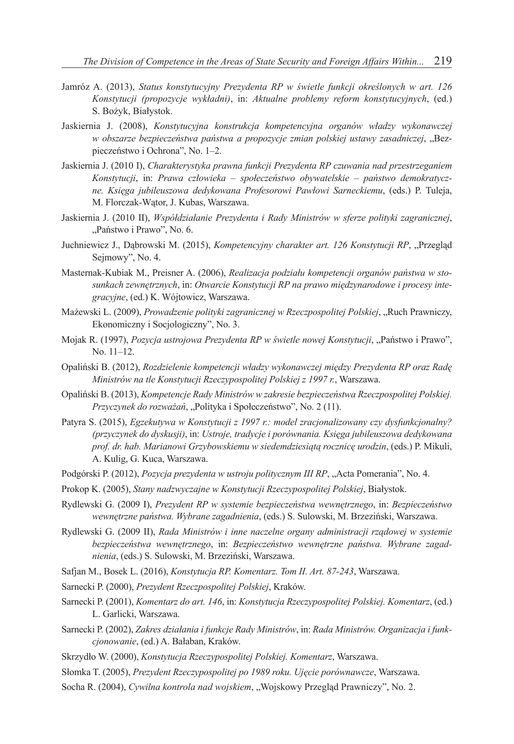Jamróz A. (2013), *Status konstytucyjny Prezydenta RP w świetle funkcji określonych w art. 126 Konstytucji (propozycje wykładni)*, in: *Aktualne problemy reform konstytucyjnych*, (ed.) S. Bożyk, Białystok.

Jaskiernia J. (2008), *Konstytucyjna konstrukcja kompetencyjna organów władzy wykonawczej w obszarze bezpieczeństwa państwa a propozycje zmian polskiej ustawy zasadniczej*, „Bezpieczeństwo i Ochrona", No. 1–2.

Jaskiernia J. (2010 I), *Charakterystyka prawna funkcji Prezydenta RP czuwania nad przestrzeganiem Konstytucji*, in: *Prawa człowieka – społeczeństwo obywatelskie – państwo demokratyczne. Księga jubileuszowa dedykowana Profesorowi Pawłowi Sarneckiemu*, (eds.) P. Tuleja, M. Florczak-Wątor, J. Kubas, Warszawa.

Jaskiernia J. (2010 II), *Współdziałanie Prezydenta i Rady Ministrów w sferze polityki zagranicznej*, „Państwo i Prawo", No. 6.

Juchniewicz J., Dąbrowski M. (2015), *Kompetencyjny charakter art. 126 Konstytucji RP*, „Przegląd Sejmowy", No. 4.

Masternak-Kubiak M., Preisner A. (2006), *Realizacja podziału kompetencji organów państwa w stosunkach zewnętrznych*, in: *Otwarcie Konstytucji RP na prawo międzynarodowe i procesy integracyjne*, (ed.) K. Wójtowicz, Warszawa.

Mażewski L. (2009), *Prowadzenie polityki zagranicznej w Rzeczpospolitej Polskiej*, „Ruch Prawniczy, Ekonomiczny i Socjologiczny", No. 3.

Mojak R. (1997), *Pozycja ustrojowa Prezydenta RP w świetle nowej Konstytucji*, „Państwo i Prawo", No. 11–12.

Opaliński B. (2012), *Rozdzielenie kompetencji władzy wykonawczej między Prezydenta RP oraz Radę Ministrów na tle Konstytucji Rzeczypospolitej Polskiej z 1997 r.*, Warszawa.

Opaliński B. (2013), *Kompetencje Rady Ministrów w zakresie bezpieczeństwa Rzeczpospolitej Polskiej. Przyczynek do rozważań*, „Polityka i Społeczeństwo", No. 2 (11).

Patyra S. (2015), *Egzekutywa w Konstytucji z 1997 r.: model zracjonalizowany czy dysfunkcjonalny? (przyczynek do dyskusji)*, in: *Ustroje, tradycje i porównania. Księga jubileuszowa dedykowana prof. dr. hab. Marianowi Grzybowskiemu w siedemdziesiątą rocznicę urodzin*, (eds.) P. Mikuli, A. Kulig, G. Kuca, Warszawa.

Podgórski P. (2012), *Pozycja prezydenta w ustroju politycznym III RP*, „Acta Pomerania", No. 4.

Prokop K. (2005), *Stany nadzwyczajne w Konstytucji Rzeczypospolitej Polskiej*, Białystok.

Rydlewski G. (2009 I), *Prezydent RP w systemie bezpieczeństwa wewnętrznego*, in: *Bezpieczeństwo wewnętrzne państwa. Wybrane zagadnienia*, (eds.) S. Sulowski, M. Brzeziński, Warszawa.

Rydlewski G. (2009 II), *Rada Ministrów i inne naczelne organy administracji rządowej w systemie bezpieczeństwa wewnętrznego*, in: *Bezpieczeństwo wewnętrzne państwa. Wybrane zagadnienia*, (eds.) S. Sulowski, M. Brzeziński, Warszawa.

Safjan M., Bosek L. (2016), *Konstytucja RP. Komentarz. Tom II. Art. 87-243*, Warszawa.

Sarnecki P. (2000), *Prezydent Rzeczpospolitej Polskiej*, Kraków.

Sarnecki P. (2001), *Komentarz do art. 146*, in: *Konstytucja Rzeczypospolitej Polskiej. Komentarz*, (ed.) L. Garlicki, Warszawa.

Sarnecki P. (2002), *Zakres działania i funkcje Rady Ministrów*, in: *Rada Ministrów. Organizacja i funkcjonowanie*, (ed.) A. Bałaban, Kraków.

Skrzydło W. (2000), *Konstytucja Rzeczypospolitej Polskiej. Komentarz*, Warszawa.

Słomka T. (2005), *Prezydent Rzeczypospolitej po 1989 roku. Ujęcie porównawcze*, Warszawa.

Socha R. (2004), *Cywilna kontrola nad wojskiem*, „Wojskowy Przegląd Prawniczy", No. 2.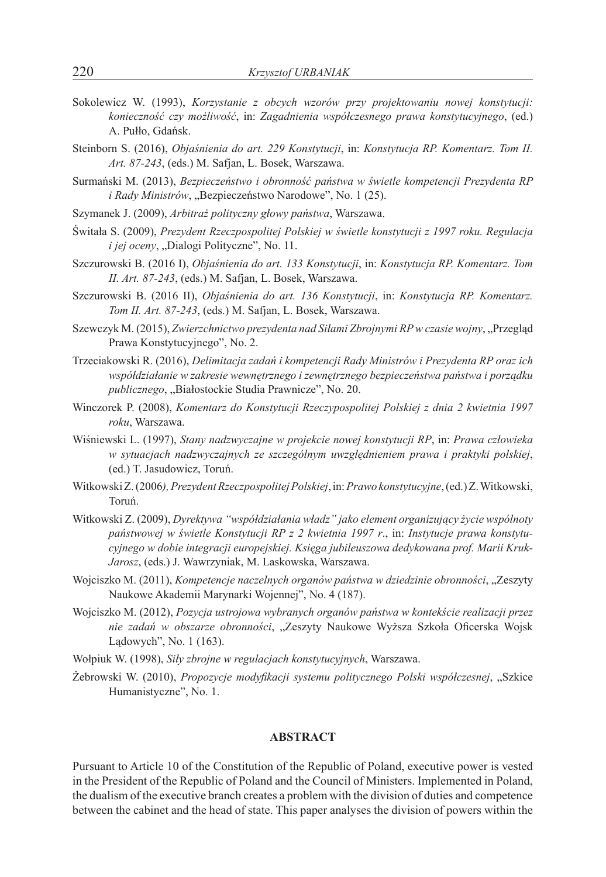Sokolewicz W. (1993), *Korzystanie z obcych wzorów przy projektowaniu nowej konstytucji: konieczność czy możliwość*, in: *Zagadnienia współczesnego prawa konstytucyjnego*, (ed.) A. Pułło, Gdańsk.

Steinborn S. (2016), *Objaśnienia do art. 229 Konstytucji*, in: *Konstytucja RP. Komentarz. Tom II. Art. 87-243*, (eds.) M. Safjan, L. Bosek, Warszawa.

Surmański M. (2013), *Bezpieczeństwo i obronność państwa w świetle kompetencji Prezydenta RP i Rady Ministrów*, „Bezpieczeństwo Narodowe", No. 1 (25).

Szymanek J. (2009), *Arbitraż polityczny głowy państwa*, Warszawa.

Świtała S. (2009), *Prezydent Rzeczpospolitej Polskiej w świetle konstytucji z 1997 roku. Regulacja i jej oceny*, „Dialogi Polityczne", No. 11.

Szczurowski B. (2016 I), *Objaśnienia do art. 133 Konstytucji*, in: *Konstytucja RP. Komentarz. Tom II. Art. 87-243*, (eds.) M. Safjan, L. Bosek, Warszawa.

Szczurowski B. (2016 II), *Objaśnienia do art. 136 Konstytucji*, in: *Konstytucja RP. Komentarz. Tom II. Art. 87-243*, (eds.) M. Safjan, L. Bosek, Warszawa.

Szewczyk M. (2015), *Zwierzchnictwo prezydenta nad Siłami Zbrojnymi RP w czasie wojny*, „Przegląd Prawa Konstytucyjnego", No. 2.

Trzeciakowski R. (2016), *Delimitacja zadań i kompetencji Rady Ministrów i Prezydenta RP oraz ich współdziałanie w zakresie wewnętrznego i zewnętrznego bezpieczeństwa państwa i porządku publicznego*, „Białostockie Studia Prawnicze", No. 20.

Winczorek P. (2008), *Komentarz do Konstytucji Rzeczypospolitej Polskiej z dnia 2 kwietnia 1997 roku*, Warszawa.

Wiśniewski L. (1997), *Stany nadzwyczajne w projekcie nowej konstytucji RP*, in: *Prawa człowieka w sytuacjach nadzwyczajnych ze szczególnym uwzględnieniem prawa i praktyki polskiej*, (ed.) T. Jasudowicz, Toruń.

Witkowski Z. (2006*), Prezydent Rzeczpospolitej Polskiej*, in: *Prawo konstytucyjne*, (ed.) Z. Witkowski, Toruń.

Witkowski Z. (2009), *Dyrektywa "współdziałania władz" jako element organizujący życie wspólnoty państwowej w świetle Konstytucji RP z 2 kwietnia 1997 r*., in: *Instytucje prawa konstytucyjnego w dobie integracji europejskiej. Księga jubileuszowa dedykowana prof. Marii Kruk-Jarosz*, (eds.) J. Wawrzyniak, M. Laskowska, Warszawa.

Wojciszko M. (2011), *Kompetencje naczelnych organów państwa w dziedzinie obronności*, „Zeszyty Naukowe Akademii Marynarki Wojennej", No. 4 (187).

Wojciszko M. (2012), *Pozycja ustrojowa wybranych organów państwa w kontekście realizacji przez nie zadań w obszarze obronności*, „Zeszyty Naukowe Wyższa Szkoła Oficerska Wojsk Lądowych", No. 1 (163).

Wołpiuk W. (1998), *Siły zbrojne w regulacjach konstytucyjnych*, Warszawa.

Żebrowski W. (2010), *Propozycje modyfikacji systemu politycznego Polski współczesnej*, „Szkice Humanistyczne", No. 1.

## ABSTRACT

Pursuant to Article 10 of the Constitution of the Republic of Poland, executive power is vested in the President of the Republic of Poland and the Council of Ministers. Implemented in Poland, the dualism of the executive branch creates a problem with the division of duties and competence between the cabinet and the head of state. This paper analyses the division of powers within the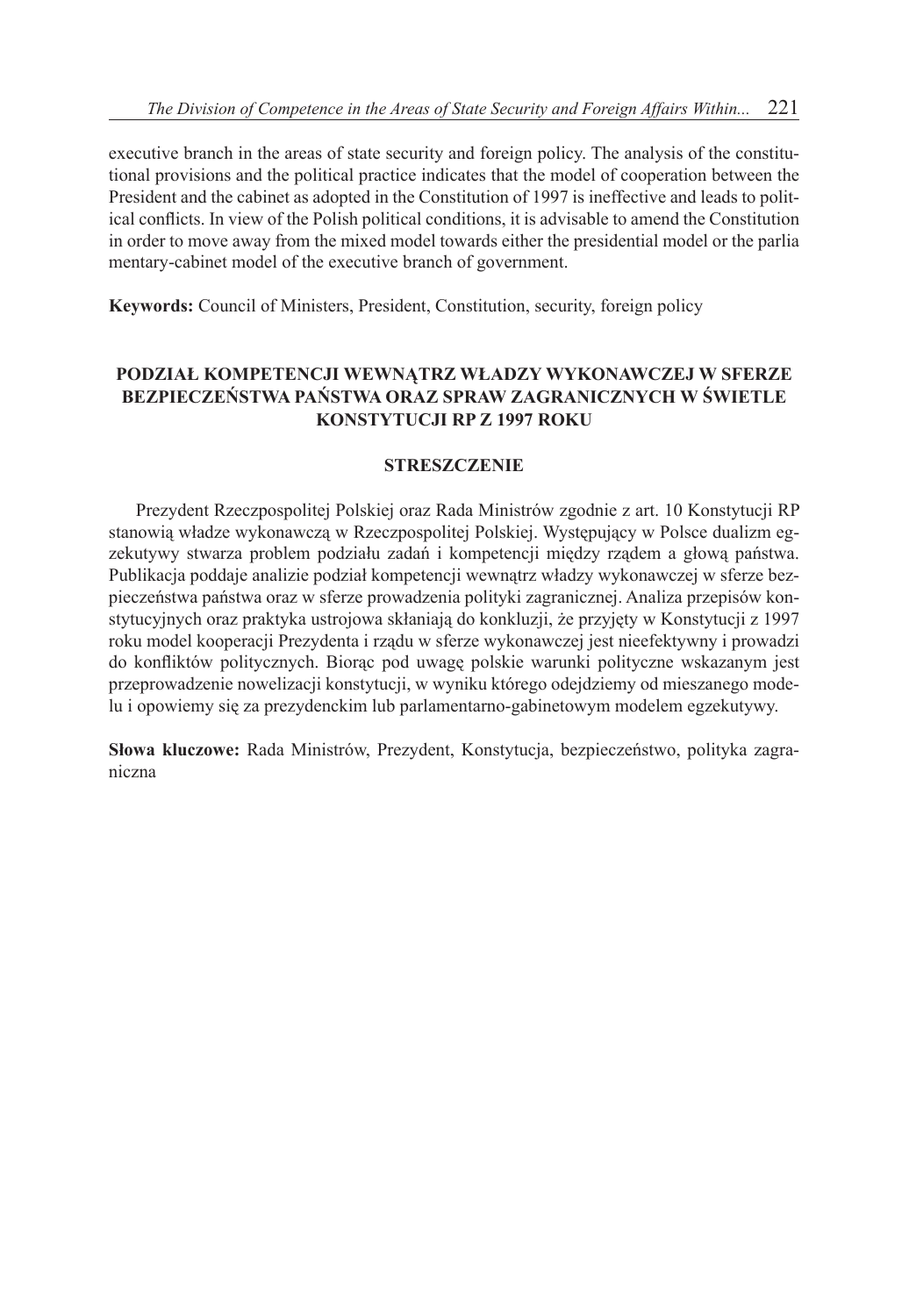executive branch in the areas of state security and foreign policy. The analysis of the constitutional provisions and the political practice indicates that the model of cooperation between the President and the cabinet as adopted in the Constitution of 1997 is ineffective and leads to political conflicts. In view of the Polish political conditions, it is advisable to amend the Constitution in order to move away from the mixed model towards either the presidential model or the parliamentary-cabinet model of the executive branch of government.

**Keywords:** Council of Ministers, President, Constitution, security, foreign policy

## PODZIAŁ KOMPETENCJI WEWNĄTRZ WŁADZY WYKONAWCZEJ W SFERZE BEZPIECZEŃSTWA PAŃSTWA ORAZ SPRAW ZAGRANICZNYCH W ŚWIETLE KONSTYTUCJI RP Z 1997 ROKU

### STRESZCZENIE

Prezydent Rzeczpospolitej Polskiej oraz Rada Ministrów zgodnie z art. 10 Konstytucji RP stanowią władze wykonawczą w Rzeczpospolitej Polskiej. Występujący w Polsce dualizm egzekutywy stwarza problem podziału zadań i kompetencji między rządem a głową państwa. Publikacja poddaje analizie podział kompetencji wewnątrz władzy wykonawczej w sferze bezpieczeństwa państwa oraz w sferze prowadzenia polityki zagranicznej. Analiza przepisów konstytucyjnych oraz praktyka ustrojowa skłaniają do konkluzji, że przyjęty w Konstytucji z 1997 roku model kooperacji Prezydenta i rządu w sferze wykonawczej jest nieefektywny i prowadzi do konfliktów politycznych. Biorąc pod uwagę polskie warunki polityczne wskazanym jest przeprowadzenie nowelizacji konstytucji, w wyniku którego odejdziemy od mieszanego modelu i opowiemy się za prezydenckim lub parlamentarno-gabinetowym modelem egzekutywy.

**Słowa kluczowe:** Rada Ministrów, Prezydent, Konstytucja, bezpieczeństwo, polityka zagraniczna